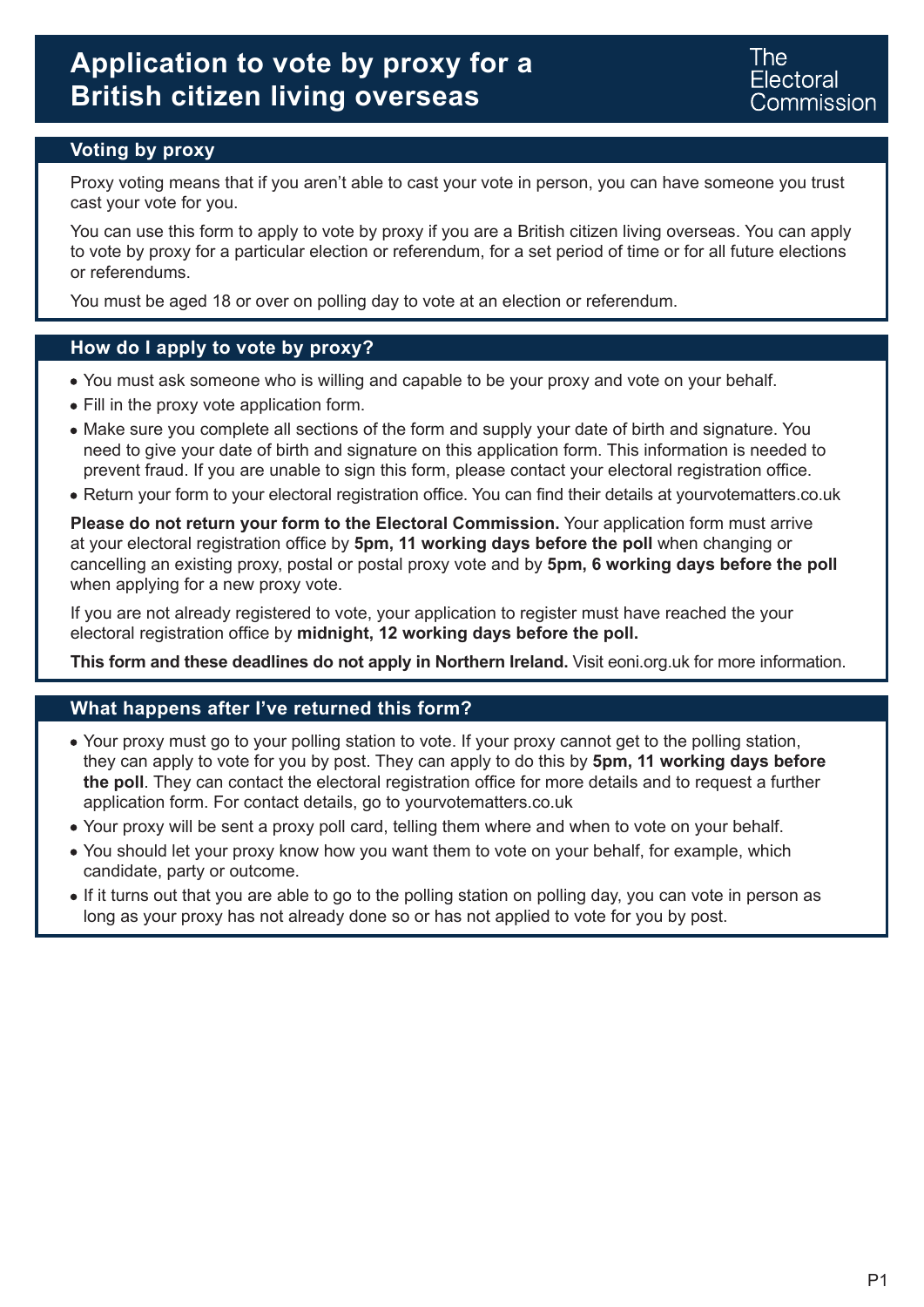# Application to vote by proxy for a British citizen living overseas

The Electoral Commission

## Voting by proxy

Proxy voting means that if you aren't able to cast your vote in person, you can have someone you trust cast your vote for you.

You can use this form to apply to vote by proxy if you are a British citizen living overseas. You can apply to vote by proxy for a particular election or referendum, for a set period of time or for all future elections or referendums.

You must be aged 18 or over on polling day to vote at an election or referendum.

## How do I apply to vote by proxy?

- You must ask someone who is willing and capable to be your proxy and vote on your behalf.
- Fill in the proxy vote application form.
- Make sure you complete all sections of the form and supply your date of birth and signature. You need to give your date of birth and signature on this application form. This information is needed to prevent fraud. If you are unable to sign this form, please contact your electoral registration office.
- Return your form to your electoral registration office. You can find their details at yourvotematters.co.uk

**Please do not return your form to the Electoral Commission.** Your application form must arrive at your electoral registration office by **5pm, 11 working days before the poll** when changing or cancelling an existing proxy, postal or postal proxy vote and by **5pm, 6 working days before the poll** when applying for a new proxy vote.

If you are not already registered to vote, your application to register must have reached the your electoral registration office by **midnight, 12 working days before the poll.**

**This form and these deadlines do not apply in Northern Ireland.** Visit eoni.org.uk for more information.

## What happens after I've returned this form?

- Your proxy must go to your polling station to vote. If your proxy cannot get to the polling station, they can apply to vote for you by post. They can apply to do this by **5pm, 11 working days before the poll**. They can contact the electoral registration office for more details and to request a further application form. For contact details, go to yourvotematters.co.uk
- Your proxy will be sent a proxy poll card, telling them where and when to vote on your behalf.
- You should let your proxy know how you want them to vote on your behalf, for example, which candidate, party or outcome.
- If it turns out that you are able to go to the polling station on polling day, you can vote in person as long as your proxy has not already done so or has not applied to vote for you by post.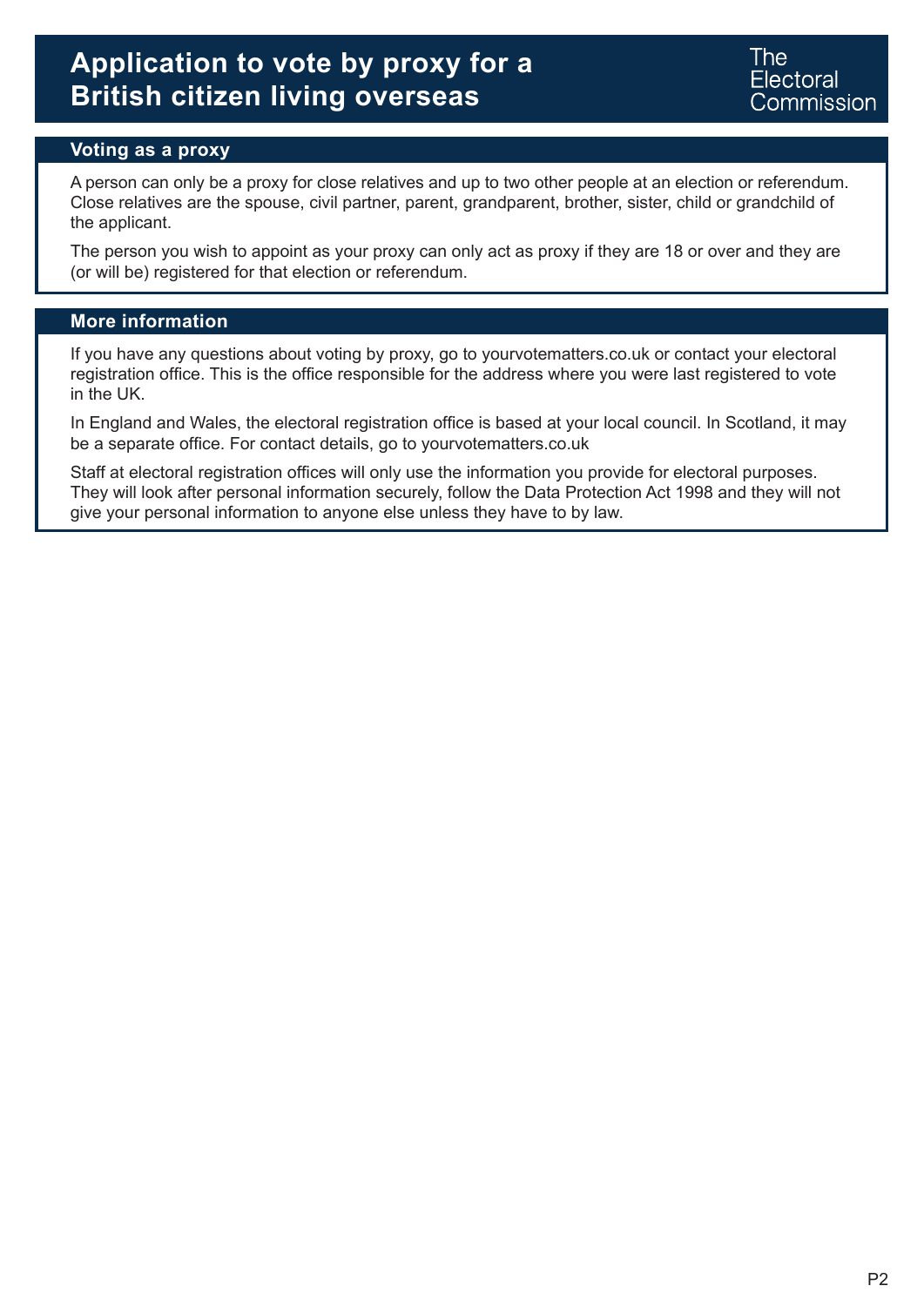# Application to vote by proxy for a British citizen living overseas

The Electoral Commission

## Voting as a proxy

A person can only be a proxy for close relatives and up to two other people at an election or referendum. Close relatives are the spouse, civil partner, parent, grandparent, brother, sister, child or grandchild of the applicant.

The person you wish to appoint as your proxy can only act as proxy if they are 18 or over and they are (or will be) registered for that election or referendum.

## More information

If you have any questions about voting by proxy, go to yourvotematters.co.uk or contact your electoral registration office. This is the office responsible for the address where you were last registered to vote in the UK.

In England and Wales, the electoral registration office is based at your local council. In Scotland, it may be a separate office. For contact details, go to yourvotematters.co.uk

Staff at electoral registration offices will only use the information you provide for electoral purposes. They will look after personal information securely, follow the Data Protection Act 1998 and they will not give your personal information to anyone else unless they have to by law.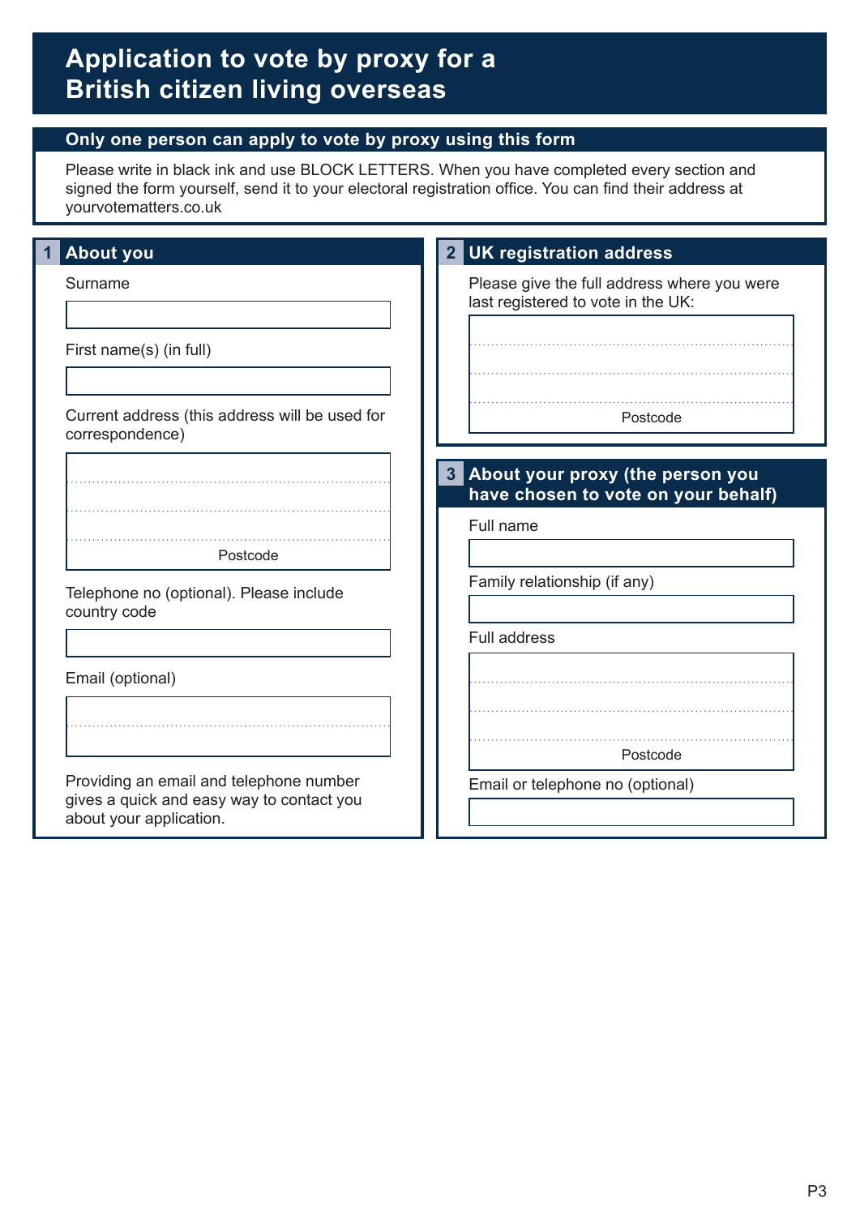# Application to vote by proxy for a British citizen living overseas

## Only one person can apply to vote by proxy using this form

Please write in black ink and use BLOCK LETTERS. When you have completed every section and signed the form yourself, send it to your electoral registration office. You can find their address at yourvotematters.co.uk

## 1 About you

Surname

First name(s) (in full)

Current address (this address will be used for correspondence)

Postcode

Telephone no (optional). Please include country code

Email (optional)

Providing an email and telephone number gives a quick and easy way to contact you about your application.

## 2 UK registration address

Please give the full address where you were last registered to vote in the UK:

Postcode

## 3 About your proxy (the person you have chosen to vote on your behalf)

Full name

Family relationship (if any)

Full address

Postcode

Email or telephone no (optional)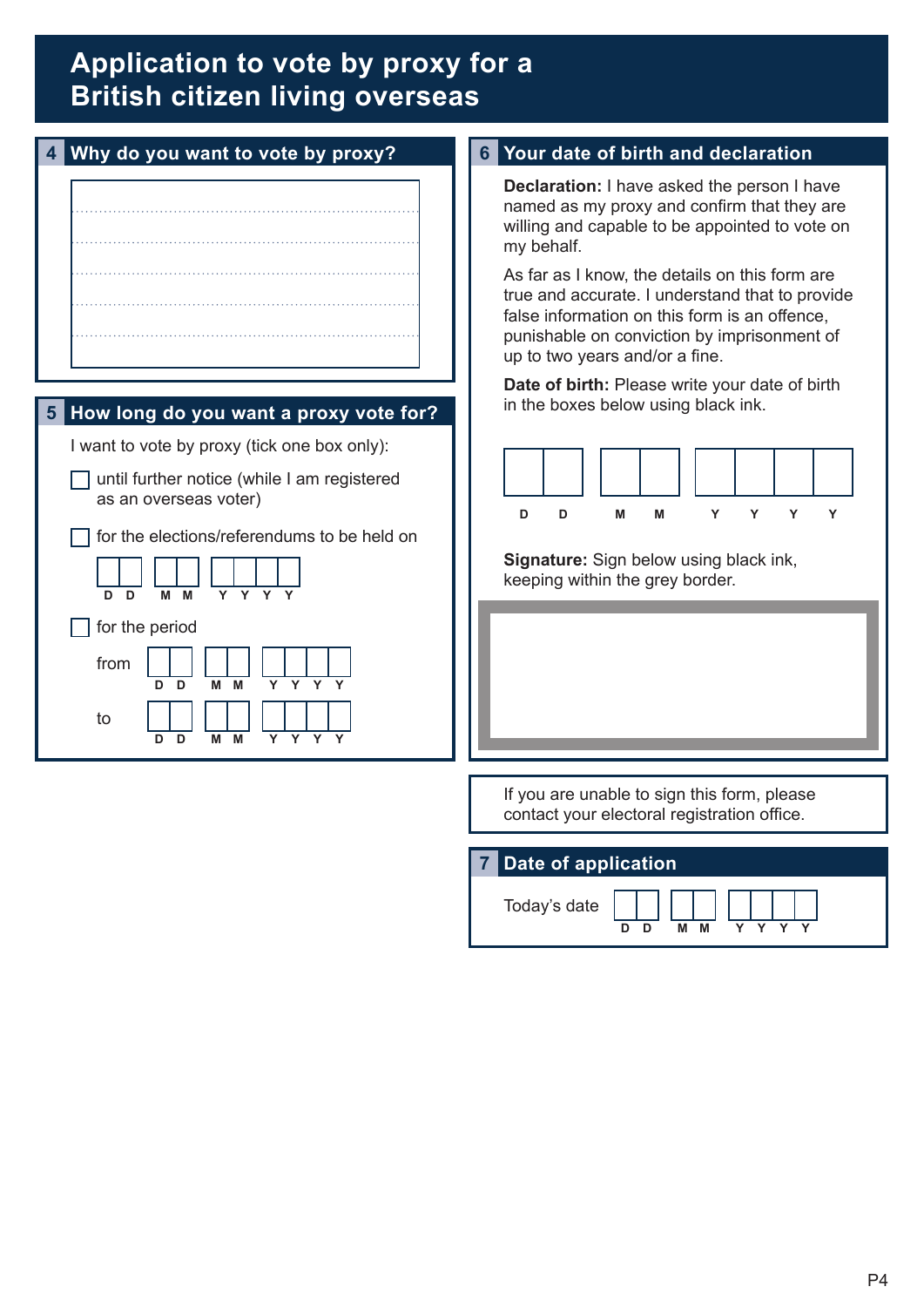# Application to vote by proxy for a British citizen living overseas

## 4 Why do you want to vote by proxy?

## 5 How long do you want a proxy vote for?

I want to vote by proxy (tick one box only):

☐ until further notice (while I am registered as an overseas voter)

☐ for the elections/referendums to be held on

D D M M Y Y Y Y

☐ for the period

from D D M M Y Y Y Y

to D D M M Y Y Y Y

## 6 Your date of birth and declaration

**Declaration:** I have asked the person I have named as my proxy and confirm that they are willing and capable to be appointed to vote on my behalf.

As far as I know, the details on this form are true and accurate. I understand that to provide false information on this form is an offence, punishable on conviction by imprisonment of up to two years and/or a fine.

**Date of birth:** Please write your date of birth in the boxes below using black ink.

D D M M Y Y Y Y

**Signature:** Sign below using black ink, keeping within the grey border.

If you are unable to sign this form, please contact your electoral registration office.

## 7 Date of application

Today's date D D M M Y Y Y Y